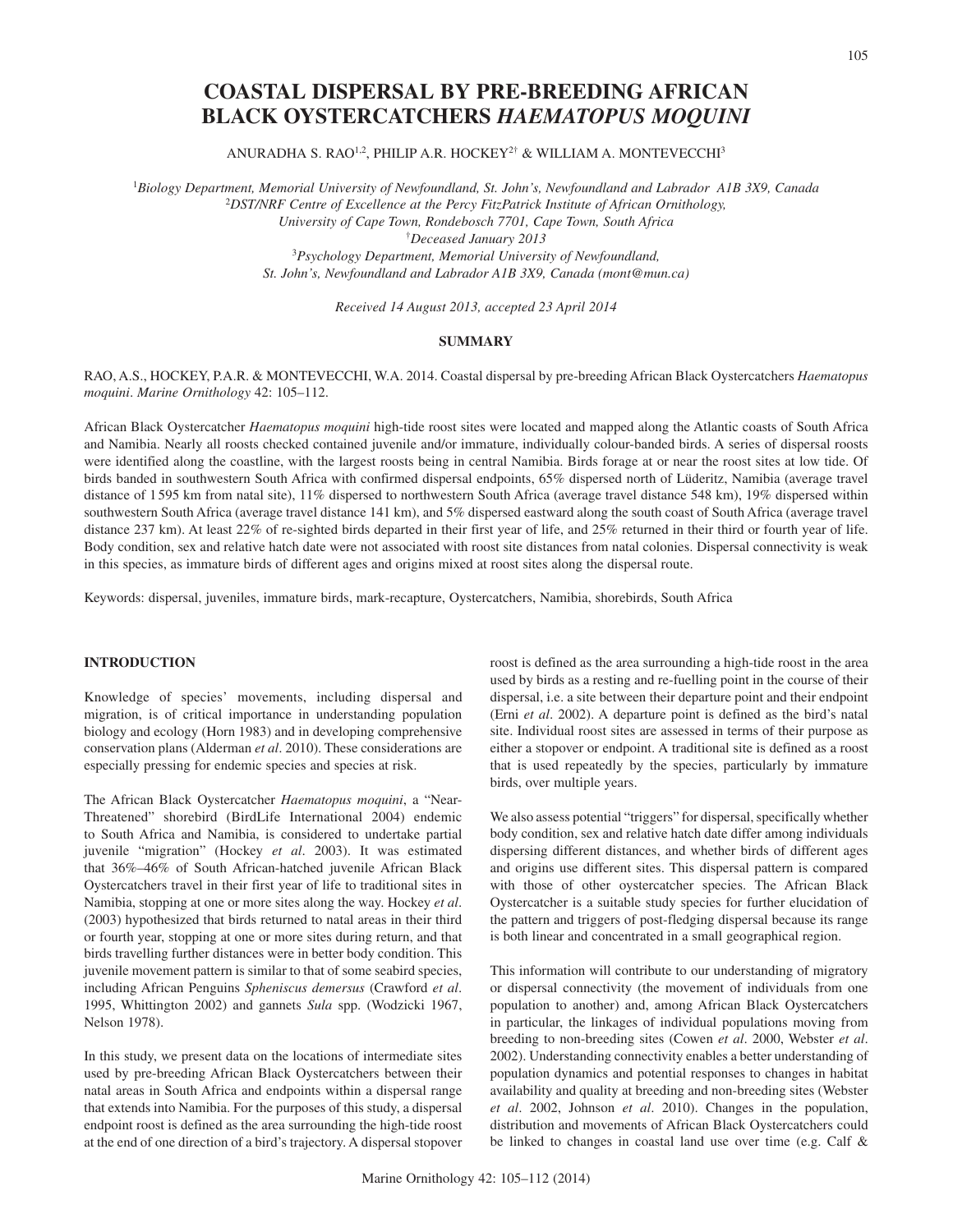# COASTAL DISPERSAL BY PRE-BREEDING AFRICAN BLACK OYSTERCATCHERS *HAEMATOPUS MOQUINI*

ANURADHA S. RAO[1,2], PHILIP A.R. HOCKEY[2†] & WILLIAM A. MONTEVECCHI[3]

[1]*Biology Department, Memorial University of Newfoundland, St. John's, Newfoundland and Labrador A1B 3X9, Canada*
[2]*DST/NRF Centre of Excellence at the Percy FitzPatrick Institute of African Ornithology, University of Cape Town, Rondebosch 7701, Cape Town, South Africa*
[†]*Deceased January 2013*
[3]*Psychology Department, Memorial University of Newfoundland, St. John's, Newfoundland and Labrador A1B 3X9, Canada (mont@mun.ca)*

*Received 14 August 2013, accepted 23 April 2014*

## SUMMARY

RAO, A.S., HOCKEY, P.A.R. & MONTEVECCHI, W.A. 2014. Coastal dispersal by pre-breeding African Black Oystercatchers *Haematopus moquini*. *Marine Ornithology* 42: 105–112.

African Black Oystercatcher *Haematopus moquini* high-tide roost sites were located and mapped along the Atlantic coasts of South Africa and Namibia. Nearly all roosts checked contained juvenile and/or immature, individually colour-banded birds. A series of dispersal roosts were identified along the coastline, with the largest roosts being in central Namibia. Birds forage at or near the roost sites at low tide. Of birds banded in southwestern South Africa with confirmed dispersal endpoints, 65% dispersed north of Lüderitz, Namibia (average travel distance of 1 595 km from natal site), 11% dispersed to northwestern South Africa (average travel distance 548 km), 19% dispersed within southwestern South Africa (average travel distance 141 km), and 5% dispersed eastward along the south coast of South Africa (average travel distance 237 km). At least 22% of re-sighted birds departed in their first year of life, and 25% returned in their third or fourth year of life. Body condition, sex and relative hatch date were not associated with roost site distances from natal colonies. Dispersal connectivity is weak in this species, as immature birds of different ages and origins mixed at roost sites along the dispersal route.

Keywords: dispersal, juveniles, immature birds, mark-recapture, Oystercatchers, Namibia, shorebirds, South Africa

## INTRODUCTION

Knowledge of species' movements, including dispersal and migration, is of critical importance in understanding population biology and ecology (Horn 1983) and in developing comprehensive conservation plans (Alderman *et al*. 2010). These considerations are especially pressing for endemic species and species at risk.

The African Black Oystercatcher *Haematopus moquini*, a "Near-Threatened" shorebird (BirdLife International 2004) endemic to South Africa and Namibia, is considered to undertake partial juvenile "migration" (Hockey *et al*. 2003). It was estimated that 36%–46% of South African-hatched juvenile African Black Oystercatchers travel in their first year of life to traditional sites in Namibia, stopping at one or more sites along the way. Hockey *et al*. (2003) hypothesized that birds returned to natal areas in their third or fourth year, stopping at one or more sites during return, and that birds travelling further distances were in better body condition. This juvenile movement pattern is similar to that of some seabird species, including African Penguins *Spheniscus demersus* (Crawford *et al*. 1995, Whittington 2002) and gannets *Sula* spp. (Wodzicki 1967, Nelson 1978).

In this study, we present data on the locations of intermediate sites used by pre-breeding African Black Oystercatchers between their natal areas in South Africa and endpoints within a dispersal range that extends into Namibia. For the purposes of this study, a dispersal endpoint roost is defined as the area surrounding the high-tide roost at the end of one direction of a bird's trajectory. A dispersal stopover roost is defined as the area surrounding a high-tide roost in the area used by birds as a resting and re-fuelling point in the course of their dispersal, i.e. a site between their departure point and their endpoint (Erni *et al*. 2002). A departure point is defined as the bird's natal site. Individual roost sites are assessed in terms of their purpose as either a stopover or endpoint. A traditional site is defined as a roost that is used repeatedly by the species, particularly by immature birds, over multiple years.

We also assess potential "triggers" for dispersal, specifically whether body condition, sex and relative hatch date differ among individuals dispersing different distances, and whether birds of different ages and origins use different sites. This dispersal pattern is compared with those of other oystercatcher species. The African Black Oystercatcher is a suitable study species for further elucidation of the pattern and triggers of post-fledging dispersal because its range is both linear and concentrated in a small geographical region.

This information will contribute to our understanding of migratory or dispersal connectivity (the movement of individuals from one population to another) and, among African Black Oystercatchers in particular, the linkages of individual populations moving from breeding to non-breeding sites (Cowen *et al*. 2000, Webster *et al*. 2002). Understanding connectivity enables a better understanding of population dynamics and potential responses to changes in habitat availability and quality at breeding and non-breeding sites (Webster *et al*. 2002, Johnson *et al*. 2010). Changes in the population, distribution and movements of African Black Oystercatchers could be linked to changes in coastal land use over time (e.g. Calf &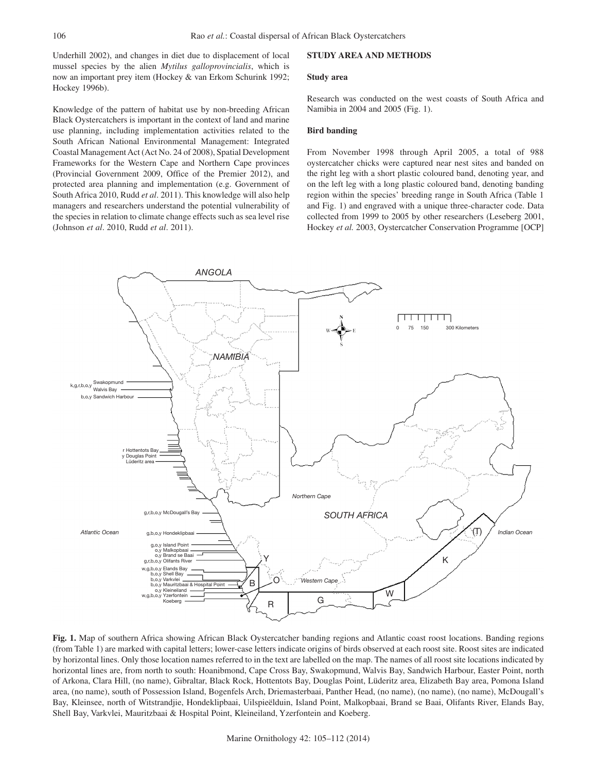Underhill 2002), and changes in diet due to displacement of local mussel species by the alien *Mytilus galloprovincialis*, which is now an important prey item (Hockey & van Erkom Schurink 1992; Hockey 1996b).

Knowledge of the pattern of habitat use by non-breeding African Black Oystercatchers is important in the context of land and marine use planning, including implementation activities related to the South African National Environmental Management: Integrated Coastal Management Act (Act No. 24 of 2008), Spatial Development Frameworks for the Western Cape and Northern Cape provinces (Provincial Government 2009, Office of the Premier 2012), and protected area planning and implementation (e.g. Government of South Africa 2010, Rudd *et al*. 2011). This knowledge will also help managers and researchers understand the potential vulnerability of the species in relation to climate change effects such as sea level rise (Johnson *et al*. 2010, Rudd *et al*. 2011).

## STUDY AREA AND METHODS

### Study area

Research was conducted on the west coasts of South Africa and Namibia in 2004 and 2005 (Fig. 1).

### Bird banding

From November 1998 through April 2005, a total of 988 oystercatcher chicks were captured near nest sites and banded on the right leg with a short plastic coloured band, denoting year, and on the left leg with a long plastic coloured band, denoting banding region within the species' breeding range in South Africa (Table 1 and Fig. 1) and engraved with a unique three-character code. Data collected from 1999 to 2005 by other researchers (Leseberg 2001, Hockey *et al.* 2003, Oystercatcher Conservation Programme [OCP]

**Fig. 1.** Map of southern Africa showing African Black Oystercatcher banding regions and Atlantic coast roost locations. Banding regions (from Table 1) are marked with capital letters; lower-case letters indicate origins of birds observed at each roost site. Roost sites are indicated by horizontal lines. Only those location names referred to in the text are labelled on the map. The names of all roost site locations indicated by horizontal lines are, from north to south: Hoanibmond, Cape Cross Bay, Swakopmund, Walvis Bay, Sandwich Harbour, Easter Point, north of Arkona, Clara Hill, (no name), Gibraltar, Black Rock, Hottentots Bay, Douglas Point, Lüderitz area, Elizabeth Bay area, Pomona Island area, (no name), south of Possession Island, Bogenfels Arch, Driemasterbaai, Panther Head, (no name), (no name), (no name), McDougall's Bay, Kleinsee, north of Witstrandjie, Hondeklipbaai, Uilspieëlduin, Island Point, Malkopbaai, Brand se Baai, Olifants River, Elands Bay, Shell Bay, Varkvlei, Mauritzbaai & Hospital Point, Kleineiland, Yzerfontein and Koeberg.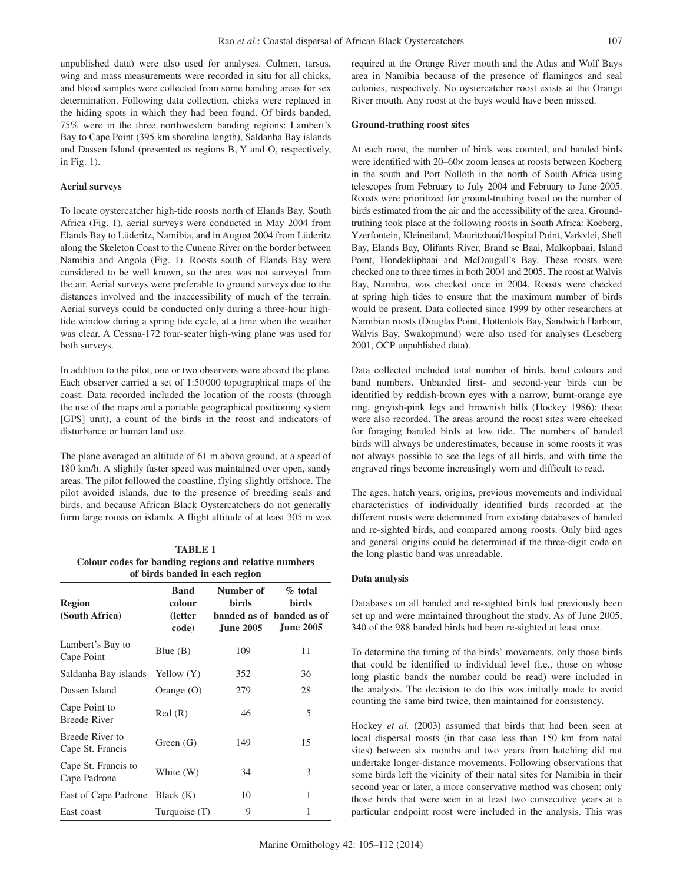unpublished data) were also used for analyses. Culmen, tarsus, wing and mass measurements were recorded in situ for all chicks, and blood samples were collected from some banding areas for sex determination. Following data collection, chicks were replaced in the hiding spots in which they had been found. Of birds banded, 75% were in the three northwestern banding regions: Lambert's Bay to Cape Point (395 km shoreline length), Saldanha Bay islands and Dassen Island (presented as regions B, Y and O, respectively, in Fig. 1).

### Aerial surveys

To locate oystercatcher high-tide roosts north of Elands Bay, South Africa (Fig. 1), aerial surveys were conducted in May 2004 from Elands Bay to Lüderitz, Namibia, and in August 2004 from Lüderitz along the Skeleton Coast to the Cunene River on the border between Namibia and Angola (Fig. 1). Roosts south of Elands Bay were considered to be well known, so the area was not surveyed from the air. Aerial surveys were preferable to ground surveys due to the distances involved and the inaccessibility of much of the terrain. Aerial surveys could be conducted only during a three-hour high-tide window during a spring tide cycle, at a time when the weather was clear. A Cessna-172 four-seater high-wing plane was used for both surveys.

In addition to the pilot, one or two observers were aboard the plane. Each observer carried a set of 1:50 000 topographical maps of the coast. Data recorded included the location of the roosts (through the use of the maps and a portable geographical positioning system [GPS] unit), a count of the birds in the roost and indicators of disturbance or human land use.

The plane averaged an altitude of 61 m above ground, at a speed of 180 km/h. A slightly faster speed was maintained over open, sandy areas. The pilot followed the coastline, flying slightly offshore. The pilot avoided islands, due to the presence of breeding seals and birds, and because African Black Oystercatchers do not generally form large roosts on islands. A flight altitude of at least 305 m was required at the Orange River mouth and the Atlas and Wolf Bays area in Namibia because of the presence of flamingos and seal colonies, respectively. No oystercatcher roost exists at the Orange River mouth. Any roost at the bays would have been missed.

**TABLE 1**
**Colour codes for banding regions and relative numbers of birds banded in each region**

| Region (South Africa) | Band colour (letter code) | Number of birds banded as of June 2005 | % total birds banded as of June 2005 |
|---|---|---|---|
| Lambert's Bay to Cape Point | Blue (B) | 109 | 11 |
| Saldanha Bay islands | Yellow (Y) | 352 | 36 |
| Dassen Island | Orange (O) | 279 | 28 |
| Cape Point to Breede River | Red (R) | 46 | 5 |
| Breede River to Cape St. Francis | Green (G) | 149 | 15 |
| Cape St. Francis to Cape Padrone | White (W) | 34 | 3 |
| East of Cape Padrone | Black (K) | 10 | 1 |
| East coast | Turquoise (T) | 9 | 1 |

### Ground-truthing roost sites

At each roost, the number of birds was counted, and banded birds were identified with 20–60× zoom lenses at roosts between Koeberg in the south and Port Nolloth in the north of South Africa using telescopes from February to July 2004 and February to June 2005. Roosts were prioritized for ground-truthing based on the number of birds estimated from the air and the accessibility of the area. Ground-truthing took place at the following roosts in South Africa: Koeberg, Yzerfontein, Kleineiland, Mauritzbaai/Hospital Point, Varkvlei, Shell Bay, Elands Bay, Olifants River, Brand se Baai, Malkopbaai, Island Point, Hondeklipbaai and McDougall's Bay. These roosts were checked one to three times in both 2004 and 2005. The roost at Walvis Bay, Namibia, was checked once in 2004. Roosts were checked at spring high tides to ensure that the maximum number of birds would be present. Data collected since 1999 by other researchers at Namibian roosts (Douglas Point, Hottentots Bay, Sandwich Harbour, Walvis Bay, Swakopmund) were also used for analyses (Leseberg 2001, OCP unpublished data).

Data collected included total number of birds, band colours and band numbers. Unbanded first- and second-year birds can be identified by reddish-brown eyes with a narrow, burnt-orange eye ring, greyish-pink legs and brownish bills (Hockey 1986); these were also recorded. The areas around the roost sites were checked for foraging banded birds at low tide. The numbers of banded birds will always be underestimates, because in some roosts it was not always possible to see the legs of all birds, and with time the engraved rings become increasingly worn and difficult to read.

The ages, hatch years, origins, previous movements and individual characteristics of individually identified birds recorded at the different roosts were determined from existing databases of banded and re-sighted birds, and compared among roosts. Only bird ages and general origins could be determined if the three-digit code on the long plastic band was unreadable.

### Data analysis

Databases on all banded and re-sighted birds had previously been set up and were maintained throughout the study. As of June 2005, 340 of the 988 banded birds had been re-sighted at least once.

To determine the timing of the birds' movements, only those birds that could be identified to individual level (i.e., those on whose long plastic bands the number could be read) were included in the analysis. The decision to do this was initially made to avoid counting the same bird twice, then maintained for consistency.

Hockey *et al.* (2003) assumed that birds that had been seen at local dispersal roosts (in that case less than 150 km from natal sites) between six months and two years from hatching did not undertake longer-distance movements. Following observations that some birds left the vicinity of their natal sites for Namibia in their second year or later, a more conservative method was chosen: only those birds that were seen in at least two consecutive years at a particular endpoint roost were included in the analysis. This was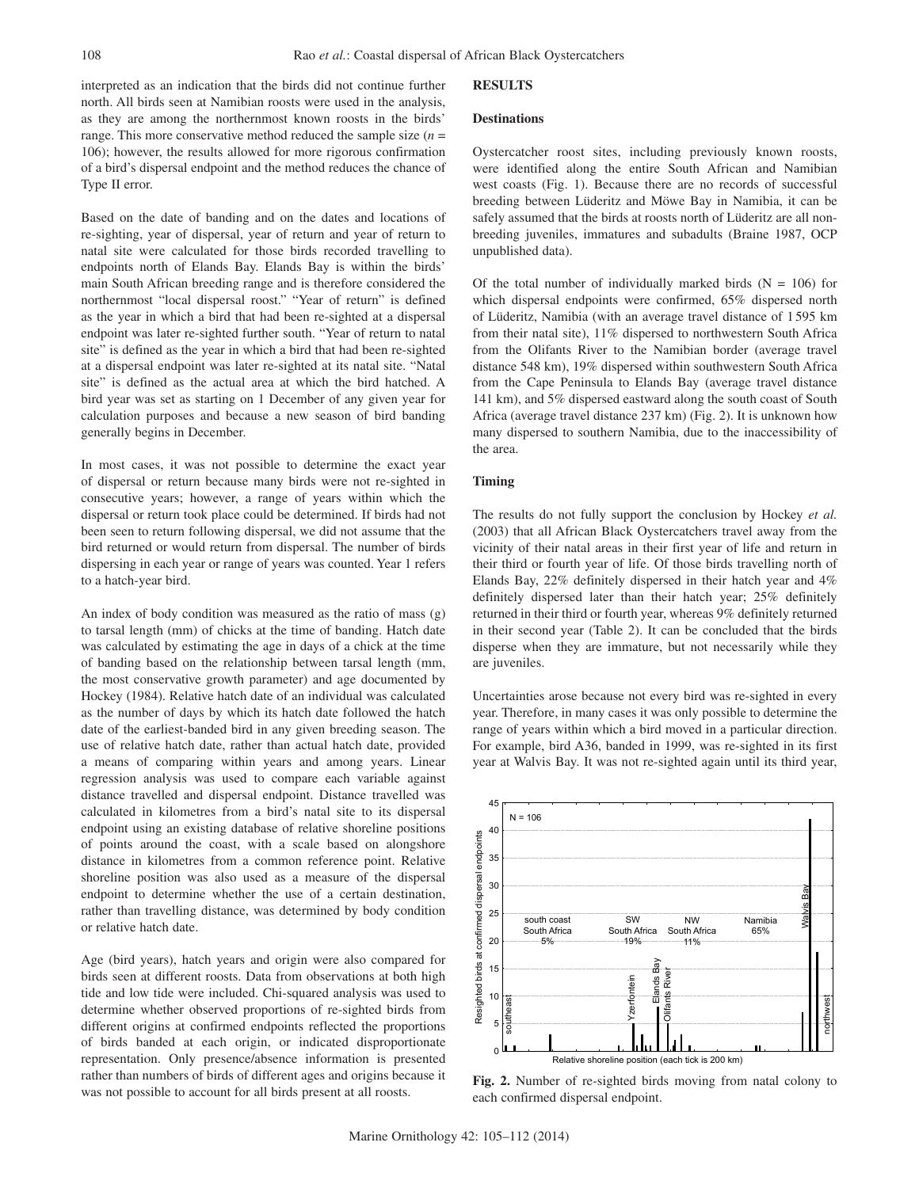interpreted as an indication that the birds did not continue further north. All birds seen at Namibian roosts were used in the analysis, as they are among the northernmost known roosts in the birds' range. This more conservative method reduced the sample size ($n$ = 106); however, the results allowed for more rigorous confirmation of a bird's dispersal endpoint and the method reduces the chance of Type II error.

Based on the date of banding and on the dates and locations of re-sighting, year of dispersal, year of return and year of return to natal site were calculated for those birds recorded travelling to endpoints north of Elands Bay. Elands Bay is within the birds' main South African breeding range and is therefore considered the northernmost "local dispersal roost." "Year of return" is defined as the year in which a bird that had been re-sighted at a dispersal endpoint was later re-sighted further south. "Year of return to natal site" is defined as the year in which a bird that had been re-sighted at a dispersal endpoint was later re-sighted at its natal site. "Natal site" is defined as the actual area at which the bird hatched. A bird year was set as starting on 1 December of any given year for calculation purposes and because a new season of bird banding generally begins in December.

In most cases, it was not possible to determine the exact year of dispersal or return because many birds were not re-sighted in consecutive years; however, a range of years within which the dispersal or return took place could be determined. If birds had not been seen to return following dispersal, we did not assume that the bird returned or would return from dispersal. The number of birds dispersing in each year or range of years was counted. Year 1 refers to a hatch-year bird.

An index of body condition was measured as the ratio of mass (g) to tarsal length (mm) of chicks at the time of banding. Hatch date was calculated by estimating the age in days of a chick at the time of banding based on the relationship between tarsal length (mm, the most conservative growth parameter) and age documented by Hockey (1984). Relative hatch date of an individual was calculated as the number of days by which its hatch date followed the hatch date of the earliest-banded bird in any given breeding season. The use of relative hatch date, rather than actual hatch date, provided a means of comparing within years and among years. Linear regression analysis was used to compare each variable against distance travelled and dispersal endpoint. Distance travelled was calculated in kilometres from a bird's natal site to its dispersal endpoint using an existing database of relative shoreline positions of points around the coast, with a scale based on alongshore distance in kilometres from a common reference point. Relative shoreline position was also used as a measure of the dispersal endpoint to determine whether the use of a certain destination, rather than travelling distance, was determined by body condition or relative hatch date.

Age (bird years), hatch years and origin were also compared for birds seen at different roosts. Data from observations at both high tide and low tide were included. Chi-squared analysis was used to determine whether observed proportions of re-sighted birds from different origins at confirmed endpoints reflected the proportions of birds banded at each origin, or indicated disproportionate representation. Only presence/absence information is presented rather than numbers of birds of different ages and origins because it was not possible to account for all birds present at all roosts.

## RESULTS

### Destinations

Oystercatcher roost sites, including previously known roosts, were identified along the entire South African and Namibian west coasts (Fig. 1). Because there are no records of successful breeding between Lüderitz and Möwe Bay in Namibia, it can be safely assumed that the birds at roosts north of Lüderitz are all non-breeding juveniles, immatures and subadults (Braine 1987, OCP unpublished data).

Of the total number of individually marked birds (N = 106) for which dispersal endpoints were confirmed, 65% dispersed north of Lüderitz, Namibia (with an average travel distance of 1 595 km from their natal site), 11% dispersed to northwestern South Africa from the Olifants River to the Namibian border (average travel distance 548 km), 19% dispersed within southwestern South Africa from the Cape Peninsula to Elands Bay (average travel distance 141 km), and 5% dispersed eastward along the south coast of South Africa (average travel distance 237 km) (Fig. 2). It is unknown how many dispersed to southern Namibia, due to the inaccessibility of the area.

### Timing

The results do not fully support the conclusion by Hockey *et al.* (2003) that all African Black Oystercatchers travel away from the vicinity of their natal areas in their first year of life and return in their third or fourth year of life. Of those birds travelling north of Elands Bay, 22% definitely dispersed in their hatch year and 4% definitely dispersed later than their hatch year; 25% definitely returned in their third or fourth year, whereas 9% definitely returned in their second year (Table 2). It can be concluded that the birds disperse when they are immature, but not necessarily while they are juveniles.

Uncertainties arose because not every bird was re-sighted in every year. Therefore, in many cases it was only possible to determine the range of years within which a bird moved in a particular direction. For example, bird A36, banded in 1999, was re-sighted in its first year at Walvis Bay. It was not re-sighted again until its third year,

**Fig. 2.** Number of re-sighted birds moving from natal colony to each confirmed dispersal endpoint.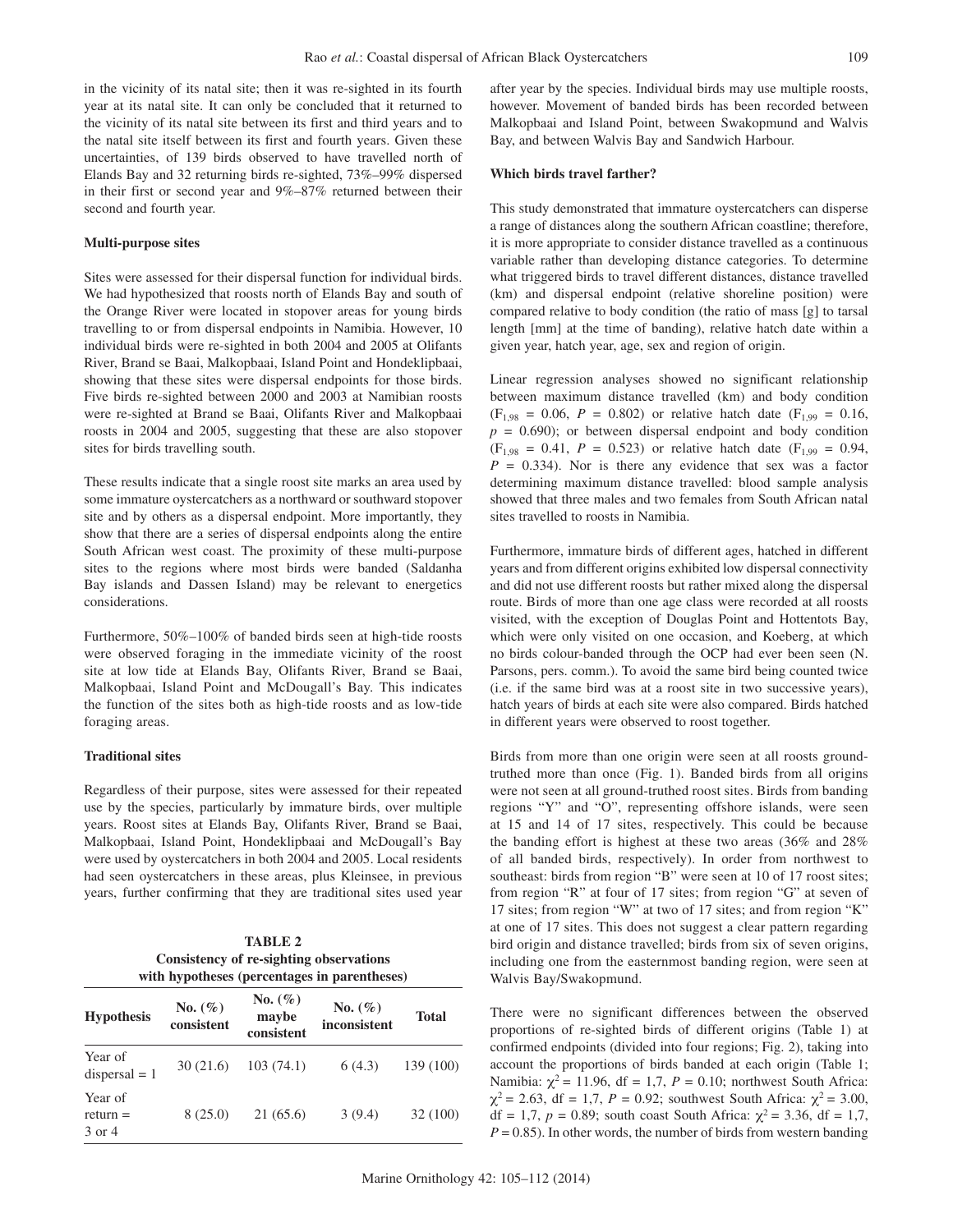in the vicinity of its natal site; then it was re-sighted in its fourth year at its natal site. It can only be concluded that it returned to the vicinity of its natal site between its first and third years and to the natal site itself between its first and fourth years. Given these uncertainties, of 139 birds observed to have travelled north of Elands Bay and 32 returning birds re-sighted, 73%–99% dispersed in their first or second year and 9%–87% returned between their second and fourth year.

### Multi-purpose sites

Sites were assessed for their dispersal function for individual birds. We had hypothesized that roosts north of Elands Bay and south of the Orange River were located in stopover areas for young birds travelling to or from dispersal endpoints in Namibia. However, 10 individual birds were re-sighted in both 2004 and 2005 at Olifants River, Brand se Baai, Malkopbaai, Island Point and Hondeklipbaai, showing that these sites were dispersal endpoints for those birds. Five birds re-sighted between 2000 and 2003 at Namibian roosts were re-sighted at Brand se Baai, Olifants River and Malkopbaai roosts in 2004 and 2005, suggesting that these are also stopover sites for birds travelling south.

These results indicate that a single roost site marks an area used by some immature oystercatchers as a northward or southward stopover site and by others as a dispersal endpoint. More importantly, they show that there are a series of dispersal endpoints along the entire South African west coast. The proximity of these multi-purpose sites to the regions where most birds were banded (Saldanha Bay islands and Dassen Island) may be relevant to energetics considerations.

Furthermore, 50%–100% of banded birds seen at high-tide roosts were observed foraging in the immediate vicinity of the roost site at low tide at Elands Bay, Olifants River, Brand se Baai, Malkopbaai, Island Point and McDougall's Bay. This indicates the function of the sites both as high-tide roosts and as low-tide foraging areas.

### Traditional sites

Regardless of their purpose, sites were assessed for their repeated use by the species, particularly by immature birds, over multiple years. Roost sites at Elands Bay, Olifants River, Brand se Baai, Malkopbaai, Island Point, Hondeklipbaai and McDougall's Bay were used by oystercatchers in both 2004 and 2005. Local residents had seen oystercatchers in these areas, plus Kleinsee, in previous years, further confirming that they are traditional sites used year after year by the species. Individual birds may use multiple roosts, however. Movement of banded birds has been recorded between Malkopbaai and Island Point, between Swakopmund and Walvis Bay, and between Walvis Bay and Sandwich Harbour.

**TABLE 2**
**Consistency of re-sighting observations with hypotheses (percentages in parentheses)**

| Hypothesis | No. (%) consistent | No. (%) maybe consistent | No. (%) inconsistent | Total |
|---|---|---|---|---|
| Year of dispersal = 1 | 30 (21.6) | 103 (74.1) | 6 (4.3) | 139 (100) |
| Year of return = 3 or 4 | 8 (25.0) | 21 (65.6) | 3 (9.4) | 32 (100) |

### Which birds travel farther?

This study demonstrated that immature oystercatchers can disperse a range of distances along the southern African coastline; therefore, it is more appropriate to consider distance travelled as a continuous variable rather than developing distance categories. To determine what triggered birds to travel different distances, distance travelled (km) and dispersal endpoint (relative shoreline position) were compared relative to body condition (the ratio of mass [g] to tarsal length [mm] at the time of banding), relative hatch date within a given year, hatch year, age, sex and region of origin.

Linear regression analyses showed no significant relationship between maximum distance travelled (km) and body condition ($F_{1,98}$ = 0.06, $P$ = 0.802) or relative hatch date ($F_{1,99}$ = 0.16, $p$ = 0.690); or between dispersal endpoint and body condition ($F_{1,98}$ = 0.41, $P$ = 0.523) or relative hatch date ($F_{1,99}$ = 0.94, $P$ = 0.334). Nor is there any evidence that sex was a factor determining maximum distance travelled: blood sample analysis showed that three males and two females from South African natal sites travelled to roosts in Namibia.

Furthermore, immature birds of different ages, hatched in different years and from different origins exhibited low dispersal connectivity and did not use different roosts but rather mixed along the dispersal route. Birds of more than one age class were recorded at all roosts visited, with the exception of Douglas Point and Hottentots Bay, which were only visited on one occasion, and Koeberg, at which no birds colour-banded through the OCP had ever been seen (N. Parsons, pers. comm.). To avoid the same bird being counted twice (i.e. if the same bird was at a roost site in two successive years), hatch years of birds at each site were also compared. Birds hatched in different years were observed to roost together.

Birds from more than one origin were seen at all roosts ground-truthed more than once (Fig. 1). Banded birds from all origins were not seen at all ground-truthed roost sites. Birds from banding regions "Y" and "O", representing offshore islands, were seen at 15 and 14 of 17 sites, respectively. This could be because the banding effort is highest at these two areas (36% and 28% of all banded birds, respectively). In order from northwest to southeast: birds from region "B" were seen at 10 of 17 roost sites; from region "R" at four of 17 sites; from region "G" at seven of 17 sites; from region "W" at two of 17 sites; and from region "K" at one of 17 sites. This does not suggest a clear pattern regarding bird origin and distance travelled; birds from six of seven origins, including one from the easternmost banding region, were seen at Walvis Bay/Swakopmund.

There were no significant differences between the observed proportions of re-sighted birds of different origins (Table 1) at confirmed endpoints (divided into four regions; Fig. 2), taking into account the proportions of birds banded at each origin (Table 1; Namibia: $\chi^2$ = 11.96, df = 1,7, $P$ = 0.10; northwest South Africa: $\chi^2$ = 2.63, df = 1,7, $P$ = 0.92; southwest South Africa: $\chi^2$ = 3.00, df = 1,7, $p$ = 0.89; south coast South Africa: $\chi^2$ = 3.36, df = 1,7, $P$ = 0.85). In other words, the number of birds from western banding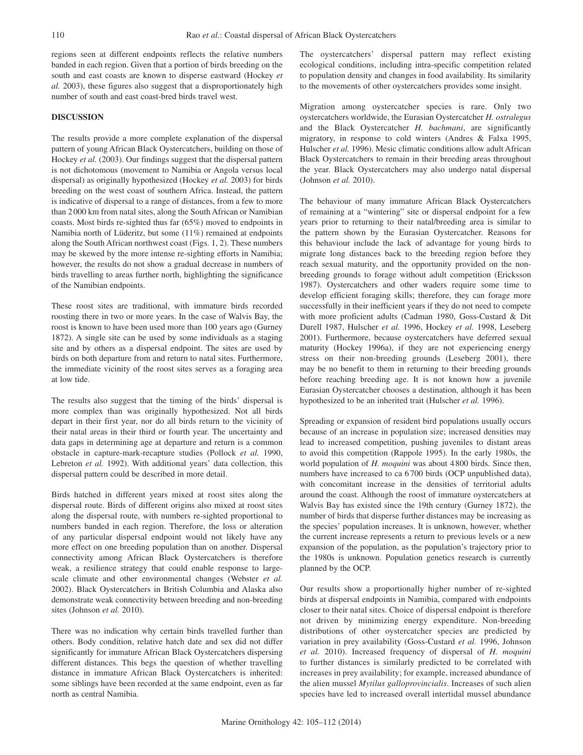regions seen at different endpoints reflects the relative numbers banded in each region. Given that a portion of birds breeding on the south and east coasts are known to disperse eastward (Hockey *et al.* 2003), these figures also suggest that a disproportionately high number of south and east coast-bred birds travel west.

## DISCUSSION

The results provide a more complete explanation of the dispersal pattern of young African Black Oystercatchers, building on those of Hockey *et al.* (2003). Our findings suggest that the dispersal pattern is not dichotomous (movement to Namibia or Angola versus local dispersal) as originally hypothesized (Hockey *et al.* 2003) for birds breeding on the west coast of southern Africa. Instead, the pattern is indicative of dispersal to a range of distances, from a few to more than 2 000 km from natal sites, along the South African or Namibian coasts. Most birds re-sighted thus far (65%) moved to endpoints in Namibia north of Lüderitz, but some (11%) remained at endpoints along the South African northwest coast (Figs. 1, 2). These numbers may be skewed by the more intense re-sighting efforts in Namibia; however, the results do not show a gradual decrease in numbers of birds travelling to areas further north, highlighting the significance of the Namibian endpoints.

These roost sites are traditional, with immature birds recorded roosting there in two or more years. In the case of Walvis Bay, the roost is known to have been used more than 100 years ago (Gurney 1872). A single site can be used by some individuals as a staging site and by others as a dispersal endpoint. The sites are used by birds on both departure from and return to natal sites. Furthermore, the immediate vicinity of the roost sites serves as a foraging area at low tide.

The results also suggest that the timing of the birds' dispersal is more complex than was originally hypothesized. Not all birds depart in their first year, nor do all birds return to the vicinity of their natal areas in their third or fourth year. The uncertainty and data gaps in determining age at departure and return is a common obstacle in capture-mark-recapture studies (Pollock *et al.* 1990, Lebreton *et al.* 1992). With additional years' data collection, this dispersal pattern could be described in more detail.

Birds hatched in different years mixed at roost sites along the dispersal route. Birds of different origins also mixed at roost sites along the dispersal route, with numbers re-sighted proportional to numbers banded in each region. Therefore, the loss or alteration of any particular dispersal endpoint would not likely have any more effect on one breeding population than on another. Dispersal connectivity among African Black Oystercatchers is therefore weak, a resilience strategy that could enable response to large-scale climate and other environmental changes (Webster *et al.* 2002). Black Oystercatchers in British Columbia and Alaska also demonstrate weak connectivity between breeding and non-breeding sites (Johnson *et al.* 2010).

There was no indication why certain birds travelled further than others. Body condition, relative hatch date and sex did not differ significantly for immature African Black Oystercatchers dispersing different distances. This begs the question of whether travelling distance in immature African Black Oystercatchers is inherited: some siblings have been recorded at the same endpoint, even as far north as central Namibia.

The oystercatchers' dispersal pattern may reflect existing ecological conditions, including intra-specific competition related to population density and changes in food availability. Its similarity to the movements of other oystercatchers provides some insight.

Migration among oystercatcher species is rare. Only two oystercatchers worldwide, the Eurasian Oystercatcher *H. ostralegus* and the Black Oystercatcher *H. bachmani*, are significantly migratory, in response to cold winters (Andres & Falxa 1995, Hulscher *et al.* 1996). Mesic climatic conditions allow adult African Black Oystercatchers to remain in their breeding areas throughout the year. Black Oystercatchers may also undergo natal dispersal (Johnson *et al.* 2010).

The behaviour of many immature African Black Oystercatchers of remaining at a "wintering" site or dispersal endpoint for a few years prior to returning to their natal/breeding area is similar to the pattern shown by the Eurasian Oystercatcher. Reasons for this behaviour include the lack of advantage for young birds to migrate long distances back to the breeding region before they reach sexual maturity, and the opportunity provided on the non-breeding grounds to forage without adult competition (Ericksson 1987). Oystercatchers and other waders require some time to develop efficient foraging skills; therefore, they can forage more successfully in their inefficient years if they do not need to compete with more proficient adults (Cadman 1980, Goss-Custard & Dit Durell 1987, Hulscher *et al.* 1996, Hockey *et al.* 1998, Leseberg 2001). Furthermore, because oystercatchers have deferred sexual maturity (Hockey 1996a), if they are not experiencing energy stress on their non-breeding grounds (Leseberg 2001), there may be no benefit to them in returning to their breeding grounds before reaching breeding age. It is not known how a juvenile Eurasian Oystercatcher chooses a destination, although it has been hypothesized to be an inherited trait (Hulscher *et al.* 1996).

Spreading or expansion of resident bird populations usually occurs because of an increase in population size; increased densities may lead to increased competition, pushing juveniles to distant areas to avoid this competition (Rappole 1995). In the early 1980s, the world population of *H. moquini* was about 4 800 birds. Since then, numbers have increased to ca 6 700 birds (OCP unpublished data), with concomitant increase in the densities of territorial adults around the coast. Although the roost of immature oystercatchers at Walvis Bay has existed since the 19th century (Gurney 1872), the number of birds that disperse further distances may be increasing as the species' population increases. It is unknown, however, whether the current increase represents a return to previous levels or a new expansion of the population, as the population's trajectory prior to the 1980s is unknown. Population genetics research is currently planned by the OCP.

Our results show a proportionally higher number of re-sighted birds at dispersal endpoints in Namibia, compared with endpoints closer to their natal sites. Choice of dispersal endpoint is therefore not driven by minimizing energy expenditure. Non-breeding distributions of other oystercatcher species are predicted by variation in prey availability (Goss-Custard *et al.* 1996, Johnson *et al.* 2010). Increased frequency of dispersal of *H. moquini* to further distances is similarly predicted to be correlated with increases in prey availability; for example, increased abundance of the alien mussel *Mytilus galloprovincialis*. Increases of such alien species have led to increased overall intertidal mussel abundance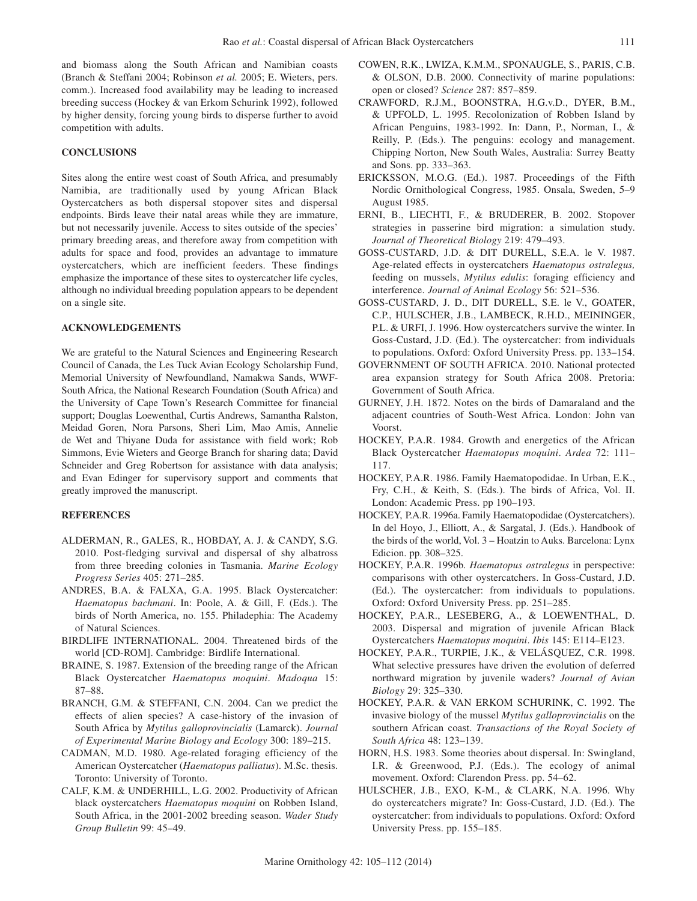and biomass along the South African and Namibian coasts (Branch & Steffani 2004; Robinson *et al.* 2005; E. Wieters, pers. comm.). Increased food availability may be leading to increased breeding success (Hockey & van Erkom Schurink 1992), followed by higher density, forcing young birds to disperse further to avoid competition with adults.

## CONCLUSIONS

Sites along the entire west coast of South Africa, and presumably Namibia, are traditionally used by young African Black Oystercatchers as both dispersal stopover sites and dispersal endpoints. Birds leave their natal areas while they are immature, but not necessarily juvenile. Access to sites outside of the species' primary breeding areas, and therefore away from competition with adults for space and food, provides an advantage to immature oystercatchers, which are inefficient feeders. These findings emphasize the importance of these sites to oystercatcher life cycles, although no individual breeding population appears to be dependent on a single site.

## ACKNOWLEDGEMENTS

We are grateful to the Natural Sciences and Engineering Research Council of Canada, the Les Tuck Avian Ecology Scholarship Fund, Memorial University of Newfoundland, Namakwa Sands, WWF-South Africa, the National Research Foundation (South Africa) and the University of Cape Town's Research Committee for financial support; Douglas Loewenthal, Curtis Andrews, Samantha Ralston, Meidad Goren, Nora Parsons, Sheri Lim, Mao Amis, Annelie de Wet and Thiyane Duda for assistance with field work; Rob Simmons, Evie Wieters and George Branch for sharing data; David Schneider and Greg Robertson for assistance with data analysis; and Evan Edinger for supervisory support and comments that greatly improved the manuscript.

## REFERENCES

ALDERMAN, R., GALES, R., HOBDAY, A. J. & CANDY, S.G. 2010. Post-fledging survival and dispersal of shy albatross from three breeding colonies in Tasmania. *Marine Ecology Progress Series* 405: 271–285.

ANDRES, B.A. & FALXA, G.A. 1995. Black Oystercatcher: *Haematopus bachmani*. In: Poole, A. & Gill, F. (Eds.). The birds of North America, no. 155. Philadephia: The Academy of Natural Sciences.

BIRDLIFE INTERNATIONAL. 2004. Threatened birds of the world [CD-ROM]. Cambridge: Birdlife International.

BRAINE, S. 1987. Extension of the breeding range of the African Black Oystercatcher *Haematopus moquini*. *Madoqua* 15: 87–88.

BRANCH, G.M. & STEFFANI, C.N. 2004. Can we predict the effects of alien species? A case-history of the invasion of South Africa by *Mytilus galloprovincialis* (Lamarck). *Journal of Experimental Marine Biology and Ecology* 300: 189–215.

CADMAN, M.D. 1980. Age-related foraging efficiency of the American Oystercatcher (*Haematopus palliatus*). M.Sc. thesis. Toronto: University of Toronto.

CALF, K.M. & UNDERHILL, L.G. 2002. Productivity of African black oystercatchers *Haematopus moquini* on Robben Island, South Africa, in the 2001-2002 breeding season. *Wader Study Group Bulletin* 99: 45–49.

COWEN, R.K., LWIZA, K.M.M., SPONAUGLE, S., PARIS, C.B. & OLSON, D.B. 2000. Connectivity of marine populations: open or closed? *Science* 287: 857–859.

CRAWFORD, R.J.M., BOONSTRA, H.G.v.D., DYER, B.M., & UPFOLD, L. 1995. Recolonization of Robben Island by African Penguins, 1983-1992. In: Dann, P., Norman, I., & Reilly, P. (Eds.). The penguins: ecology and management. Chipping Norton, New South Wales, Australia: Surrey Beatty and Sons. pp. 333–363.

ERICKSSON, M.O.G. (Ed.). 1987. Proceedings of the Fifth Nordic Ornithological Congress, 1985. Onsala, Sweden, 5–9 August 1985.

ERNI, B., LIECHTI, F., & BRUDERER, B. 2002. Stopover strategies in passerine bird migration: a simulation study. *Journal of Theoretical Biology* 219: 479–493.

GOSS-CUSTARD, J.D. & DIT DURELL, S.E.A. le V. 1987. Age-related effects in oystercatchers *Haematopus ostralegus,* feeding on mussels, *Mytilus edulis*: foraging efficiency and interference. *Journal of Animal Ecology* 56: 521–536.

GOSS-CUSTARD, J. D., DIT DURELL, S.E. le V., GOATER, C.P., HULSCHER, J.B., LAMBECK, R.H.D., MEININGER, P.L. & URFI, J. 1996. How oystercatchers survive the winter. In Goss-Custard, J.D. (Ed.). The oystercatcher: from individuals to populations. Oxford: Oxford University Press. pp. 133–154.

GOVERNMENT OF SOUTH AFRICA. 2010. National protected area expansion strategy for South Africa 2008. Pretoria: Government of South Africa.

GURNEY, J.H. 1872. Notes on the birds of Damaraland and the adjacent countries of South-West Africa. London: John van Voorst.

HOCKEY, P.A.R. 1984. Growth and energetics of the African Black Oystercatcher *Haematopus moquini*. *Ardea* 72: 111–117.

HOCKEY, P.A.R. 1986. Family Haematopodidae. In Urban, E.K., Fry, C.H., & Keith, S. (Eds.). The birds of Africa, Vol. II. London: Academic Press. pp 190–193.

HOCKEY, P.A.R. 1996a. Family Haematopodidae (Oystercatchers). In del Hoyo, J., Elliott, A., & Sargatal, J. (Eds.). Handbook of the birds of the world, Vol. 3 – Hoatzin to Auks. Barcelona: Lynx Edicion. pp. 308–325.

HOCKEY, P.A.R. 1996b. *Haematopus ostralegus* in perspective: comparisons with other oystercatchers. In Goss-Custard, J.D. (Ed.). The oystercatcher: from individuals to populations. Oxford: Oxford University Press. pp. 251–285.

HOCKEY, P.A.R., LESEBERG, A., & LOEWENTHAL, D. 2003. Dispersal and migration of juvenile African Black Oystercatchers *Haematopus moquini*. *Ibis* 145: E114–E123.

HOCKEY, P.A.R., TURPIE, J.K., & VELÁSQUEZ, C.R. 1998. What selective pressures have driven the evolution of deferred northward migration by juvenile waders? *Journal of Avian Biology* 29: 325–330.

HOCKEY, P.A.R. & VAN ERKOM SCHURINK, C. 1992. The invasive biology of the mussel *Mytilus galloprovincialis* on the southern African coast. *Transactions of the Royal Society of South Africa* 48: 123–139.

HORN, H.S. 1983. Some theories about dispersal. In: Swingland, I.R. & Greenwood, P.J. (Eds.). The ecology of animal movement. Oxford: Clarendon Press. pp. 54–62.

HULSCHER, J.B., EXO, K-M., & CLARK, N.A. 1996. Why do oystercatchers migrate? In: Goss-Custard, J.D. (Ed.). The oystercatcher: from individuals to populations. Oxford: Oxford University Press. pp. 155–185.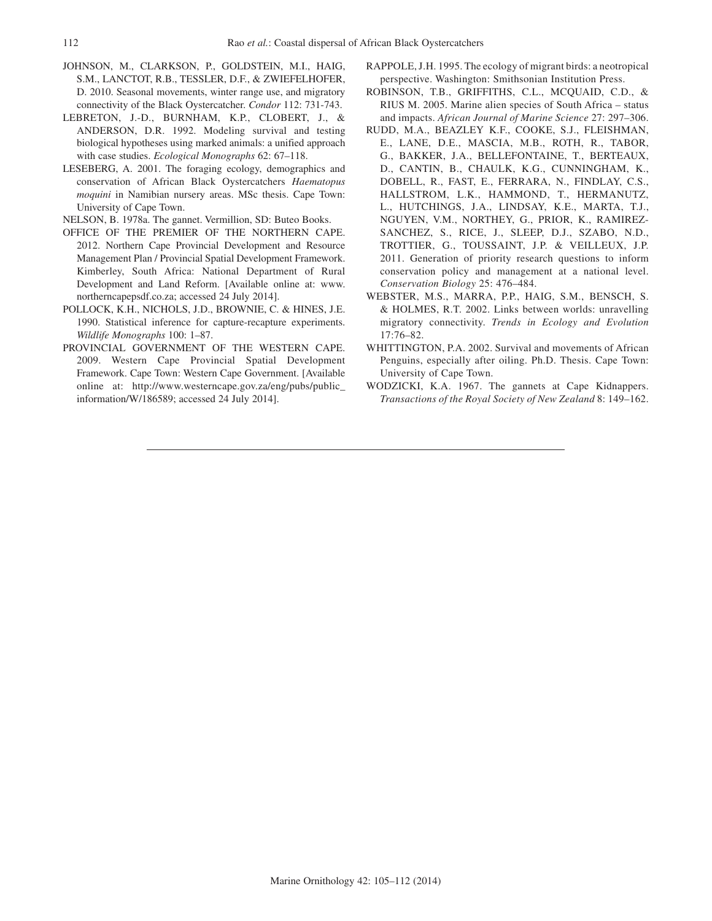JOHNSON, M., CLARKSON, P., GOLDSTEIN, M.I., HAIG, S.M., LANCTOT, R.B., TESSLER, D.F., & ZWIEFELHOFER, D. 2010. Seasonal movements, winter range use, and migratory connectivity of the Black Oystercatcher. *Condor* 112: 731-743.

LEBRETON, J.-D., BURNHAM, K.P., CLOBERT, J., & ANDERSON, D.R. 1992. Modeling survival and testing biological hypotheses using marked animals: a unified approach with case studies. *Ecological Monographs* 62: 67–118.

LESEBERG, A. 2001. The foraging ecology, demographics and conservation of African Black Oystercatchers *Haematopus moquini* in Namibian nursery areas. MSc thesis. Cape Town: University of Cape Town.

NELSON, B. 1978a. The gannet. Vermillion, SD: Buteo Books.

OFFICE OF THE PREMIER OF THE NORTHERN CAPE. 2012. Northern Cape Provincial Development and Resource Management Plan / Provincial Spatial Development Framework. Kimberley, South Africa: National Department of Rural Development and Land Reform. [Available online at: www.northerncapepsdf.co.za; accessed 24 July 2014].

POLLOCK, K.H., NICHOLS, J.D., BROWNIE, C. & HINES, J.E. 1990. Statistical inference for capture-recapture experiments. *Wildlife Monographs* 100: 1–87.

PROVINCIAL GOVERNMENT OF THE WESTERN CAPE. 2009. Western Cape Provincial Spatial Development Framework. Cape Town: Western Cape Government. [Available online at: http://www.westerncape.gov.za/eng/pubs/public_information/W/186589; accessed 24 July 2014].

RAPPOLE, J.H. 1995. The ecology of migrant birds: a neotropical perspective. Washington: Smithsonian Institution Press.

ROBINSON, T.B., GRIFFITHS, C.L., MCQUAID, C.D., & RIUS M. 2005. Marine alien species of South Africa – status and impacts. *African Journal of Marine Science* 27: 297–306.

RUDD, M.A., BEAZLEY K.F., COOKE, S.J., FLEISHMAN, E., LANE, D.E., MASCIA, M.B., ROTH, R., TABOR, G., BAKKER, J.A., BELLEFONTAINE, T., BERTEAUX, D., CANTIN, B., CHAULK, K.G., CUNNINGHAM, K., DOBELL, R., FAST, E., FERRARA, N., FINDLAY, C.S., HALLSTROM, L.K., HAMMOND, T., HERMANUTZ, L., HUTCHINGS, J.A., LINDSAY, K.E., MARTA, T.J., NGUYEN, V.M., NORTHEY, G., PRIOR, K., RAMIREZ-SANCHEZ, S., RICE, J., SLEEP, D.J., SZABO, N.D., TROTTIER, G., TOUSSAINT, J.P. & VEILLEUX, J.P. 2011. Generation of priority research questions to inform conservation policy and management at a national level. *Conservation Biology* 25: 476–484.

WEBSTER, M.S., MARRA, P.P., HAIG, S.M., BENSCH, S. & HOLMES, R.T. 2002. Links between worlds: unravelling migratory connectivity. *Trends in Ecology and Evolution* 17:76–82.

WHITTINGTON, P.A. 2002. Survival and movements of African Penguins, especially after oiling. Ph.D. Thesis. Cape Town: University of Cape Town.

WODZICKI, K.A. 1967. The gannets at Cape Kidnappers. *Transactions of the Royal Society of New Zealand* 8: 149–162.